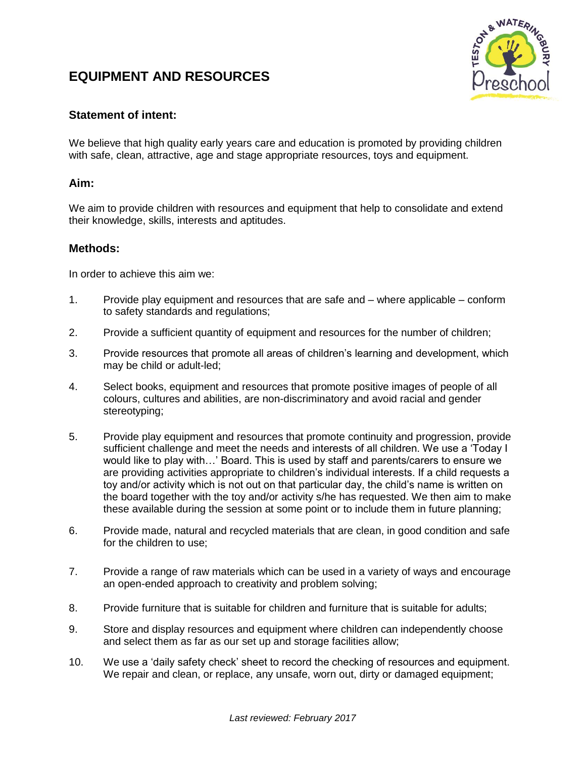# EQUIPMENT AND RESOURCES

## Statement of intent:

We believe that high quality early years care and education is promoted by providing children with safe, clean, attractive, age and stage appropriate resources, toys and equipment.

## Aim:

We aim to provide children with resources and equipment that help to consolidate and extend their knowledge, skills, interests and aptitudes.

## Methods:

In order to achieve this aim we:

1. Provide play equipment and resources that are safe and – where applicable – conform to safety standards and regulations;
2. Provide a sufficient quantity of equipment and resources for the number of children;
3. Provide resources that promote all areas of children's learning and development, which may be child or adult-led;
4. Select books, equipment and resources that promote positive images of people of all colours, cultures and abilities, are non-discriminatory and avoid racial and gender stereotyping;
5. Provide play equipment and resources that promote continuity and progression, provide sufficient challenge and meet the needs and interests of all children. We use a 'Today I would like to play with…' Board. This is used by staff and parents/carers to ensure we are providing activities appropriate to children's individual interests. If a child requests a toy and/or activity which is not out on that particular day, the child's name is written on the board together with the toy and/or activity s/he has requested. We then aim to make these available during the session at some point or to include them in future planning;
6. Provide made, natural and recycled materials that are clean, in good condition and safe for the children to use;
7. Provide a range of raw materials which can be used in a variety of ways and encourage an open-ended approach to creativity and problem solving;
8. Provide furniture that is suitable for children and furniture that is suitable for adults;
9. Store and display resources and equipment where children can independently choose and select them as far as our set up and storage facilities allow;
10. We use a 'daily safety check' sheet to record the checking of resources and equipment. We repair and clean, or replace, any unsafe, worn out, dirty or damaged equipment;

*Last reviewed: February 2017*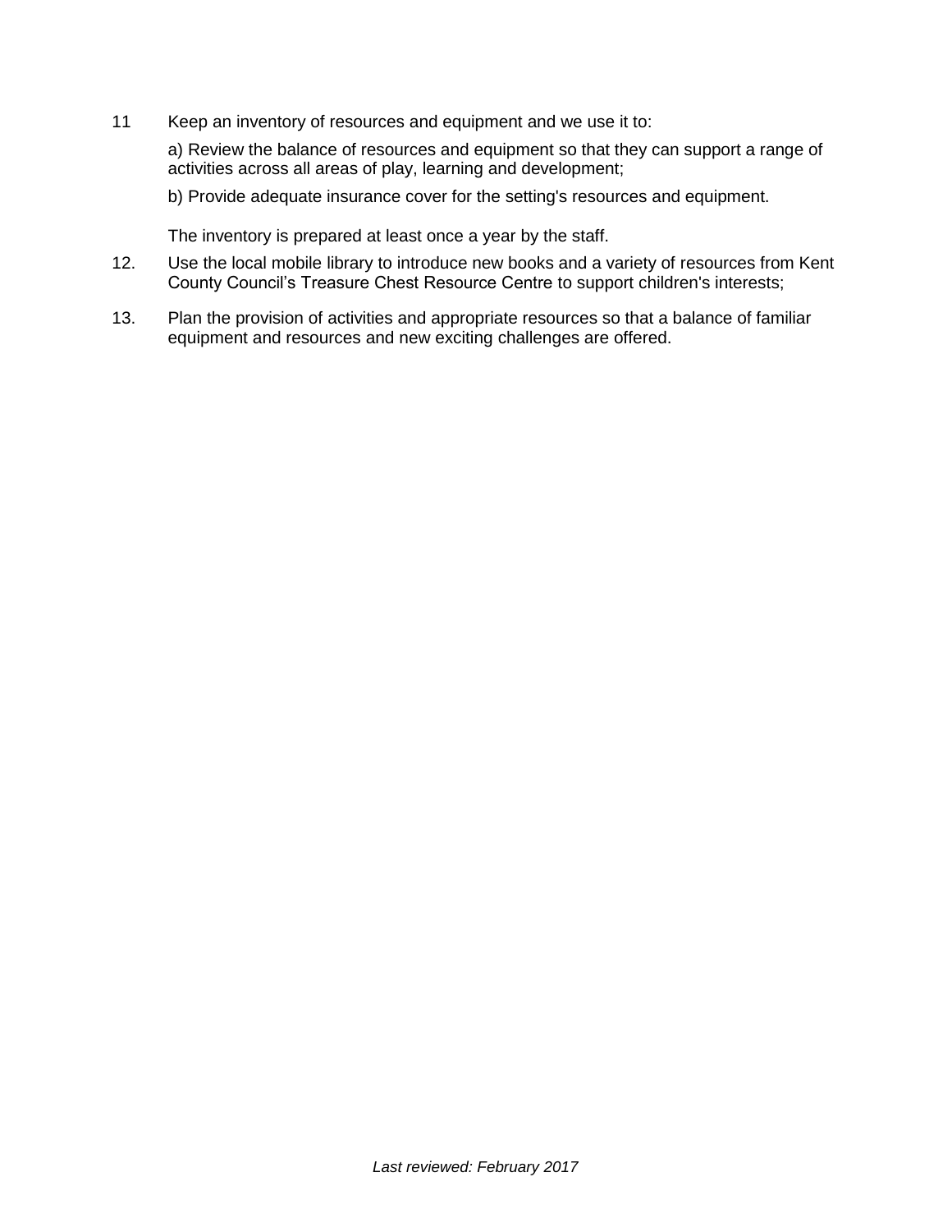11 Keep an inventory of resources and equipment and we use it to:

a) Review the balance of resources and equipment so that they can support a range of activities across all areas of play, learning and development;

b) Provide adequate insurance cover for the setting's resources and equipment.

The inventory is prepared at least once a year by the staff.

12. Use the local mobile library to introduce new books and a variety of resources from Kent County Council's Treasure Chest Resource Centre to support children's interests;

13. Plan the provision of activities and appropriate resources so that a balance of familiar equipment and resources and new exciting challenges are offered.

*Last reviewed: February 2017*